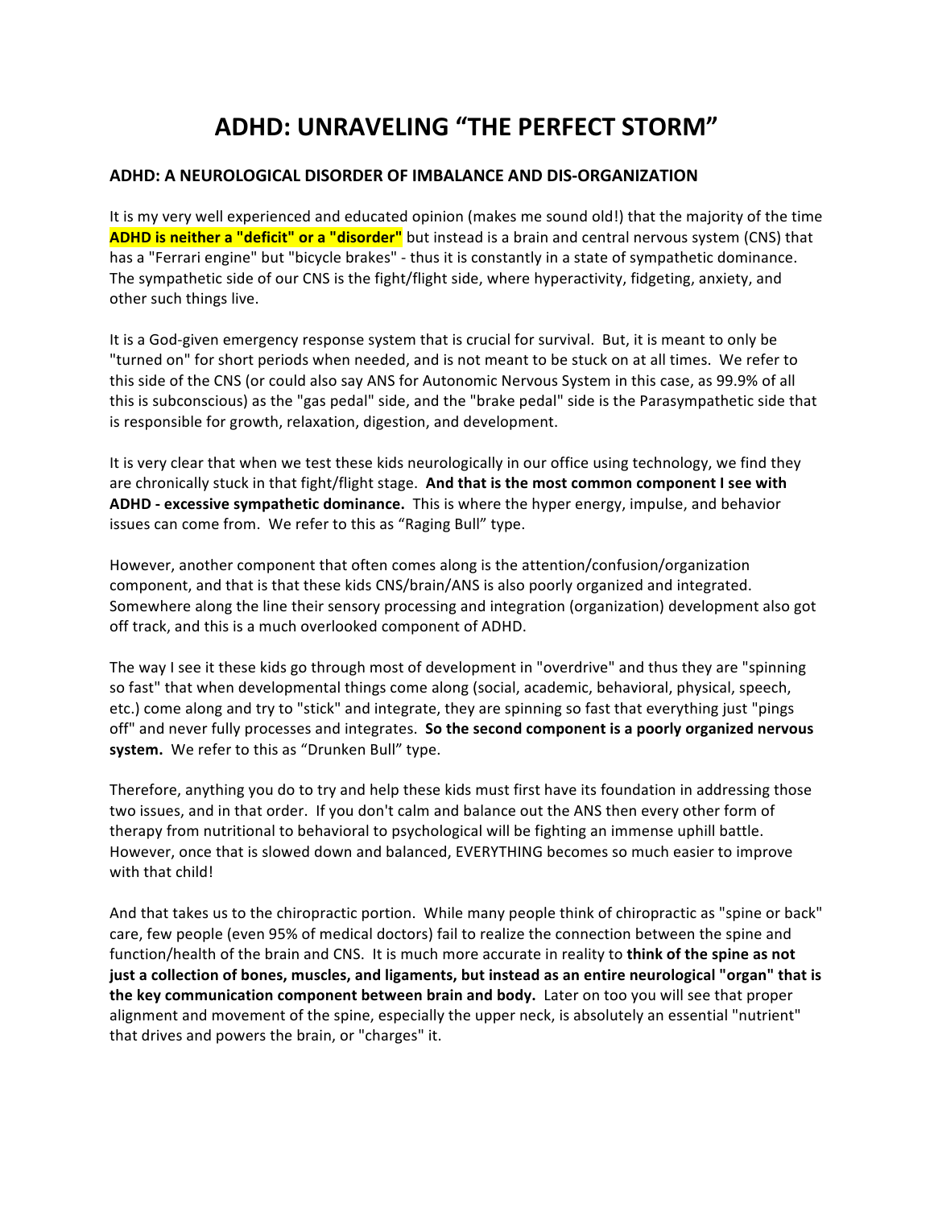# ADHD: UNRAVELING "THE PERFECT STORM"

## ADHD: A NEUROLOGICAL DISORDER OF IMBALANCE AND DIS-ORGANIZATION

It is my very well experienced and educated opinion (makes me sound old!) that the majority of the time **ADHD is neither a "deficit" or a "disorder"** but instead is a brain and central nervous system (CNS) that has a "Ferrari engine" but "bicycle brakes" - thus it is constantly in a state of sympathetic dominance. The sympathetic side of our CNS is the fight/flight side, where hyperactivity, fidgeting, anxiety, and other such things live.

It is a God-given emergency response system that is crucial for survival. But, it is meant to only be "turned on" for short periods when needed, and is not meant to be stuck on at all times. We refer to this side of the CNS (or could also say ANS for Autonomic Nervous System in this case, as 99.9% of all this is subconscious) as the "gas pedal" side, and the "brake pedal" side is the Parasympathetic side that is responsible for growth, relaxation, digestion, and development.

It is very clear that when we test these kids neurologically in our office using technology, we find they are chronically stuck in that fight/flight stage. **And that is the most common component I see with ADHD - excessive sympathetic dominance.** This is where the hyper energy, impulse, and behavior issues can come from. We refer to this as "Raging Bull" type.

However, another component that often comes along is the attention/confusion/organization component, and that is that these kids CNS/brain/ANS is also poorly organized and integrated. Somewhere along the line their sensory processing and integration (organization) development also got off track, and this is a much overlooked component of ADHD.

The way I see it these kids go through most of development in "overdrive" and thus they are "spinning so fast" that when developmental things come along (social, academic, behavioral, physical, speech, etc.) come along and try to "stick" and integrate, they are spinning so fast that everything just "pings off" and never fully processes and integrates. **So the second component is a poorly organized nervous system.** We refer to this as "Drunken Bull" type.

Therefore, anything you do to try and help these kids must first have its foundation in addressing those two issues, and in that order. If you don't calm and balance out the ANS then every other form of therapy from nutritional to behavioral to psychological will be fighting an immense uphill battle. However, once that is slowed down and balanced, EVERYTHING becomes so much easier to improve with that child!

And that takes us to the chiropractic portion. While many people think of chiropractic as "spine or back" care, few people (even 95% of medical doctors) fail to realize the connection between the spine and function/health of the brain and CNS. It is much more accurate in reality to **think of the spine as not just a collection of bones, muscles, and ligaments, but instead as an entire neurological "organ" that is the key communication component between brain and body.** Later on too you will see that proper alignment and movement of the spine, especially the upper neck, is absolutely an essential "nutrient" that drives and powers the brain, or "charges" it.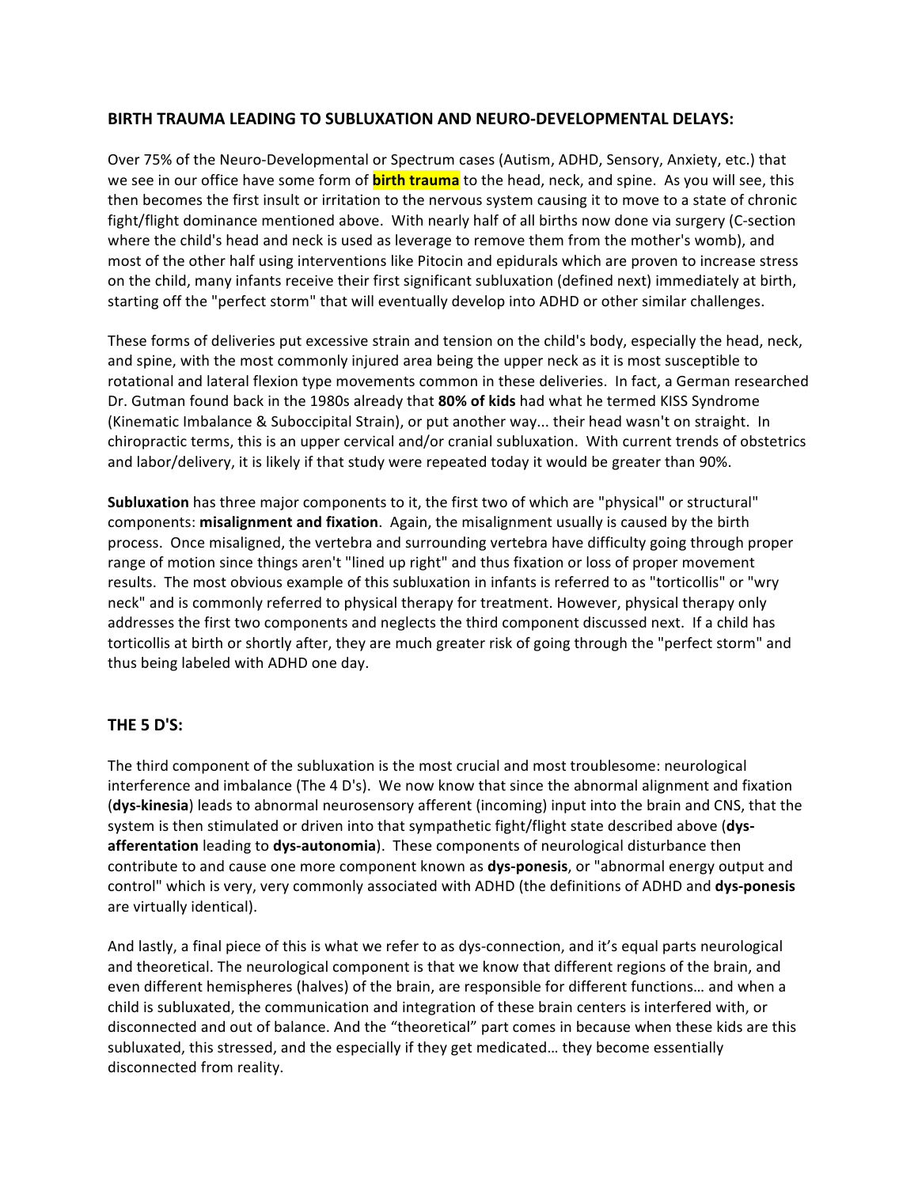## BIRTH TRAUMA LEADING TO SUBLUXATION AND NEURO-DEVELOPMENTAL DELAYS:

Over 75% of the Neuro-Developmental or Spectrum cases (Autism, ADHD, Sensory, Anxiety, etc.) that we see in our office have some form of **birth trauma** to the head, neck, and spine. As you will see, this then becomes the first insult or irritation to the nervous system causing it to move to a state of chronic fight/flight dominance mentioned above. With nearly half of all births now done via surgery (C-section where the child's head and neck is used as leverage to remove them from the mother's womb), and most of the other half using interventions like Pitocin and epidurals which are proven to increase stress on the child, many infants receive their first significant subluxation (defined next) immediately at birth, starting off the "perfect storm" that will eventually develop into ADHD or other similar challenges.

These forms of deliveries put excessive strain and tension on the child's body, especially the head, neck, and spine, with the most commonly injured area being the upper neck as it is most susceptible to rotational and lateral flexion type movements common in these deliveries. In fact, a German researched Dr. Gutman found back in the 1980s already that **80% of kids** had what he termed KISS Syndrome (Kinematic Imbalance & Suboccipital Strain), or put another way... their head wasn't on straight. In chiropractic terms, this is an upper cervical and/or cranial subluxation. With current trends of obstetrics and labor/delivery, it is likely if that study were repeated today it would be greater than 90%.

**Subluxation** has three major components to it, the first two of which are "physical" or structural" components: **misalignment and fixation**. Again, the misalignment usually is caused by the birth process. Once misaligned, the vertebra and surrounding vertebra have difficulty going through proper range of motion since things aren't "lined up right" and thus fixation or loss of proper movement results. The most obvious example of this subluxation in infants is referred to as "torticollis" or "wry neck" and is commonly referred to physical therapy for treatment. However, physical therapy only addresses the first two components and neglects the third component discussed next. If a child has torticollis at birth or shortly after, they are much greater risk of going through the "perfect storm" and thus being labeled with ADHD one day.

## THE 5 D'S:

The third component of the subluxation is the most crucial and most troublesome: neurological interference and imbalance (The 4 D's). We now know that since the abnormal alignment and fixation (**dys-kinesia**) leads to abnormal neurosensory afferent (incoming) input into the brain and CNS, that the system is then stimulated or driven into that sympathetic fight/flight state described above (**dys-afferentation** leading to **dys-autonomia**). These components of neurological disturbance then contribute to and cause one more component known as **dys-ponesis**, or "abnormal energy output and control" which is very, very commonly associated with ADHD (the definitions of ADHD and **dys-ponesis** are virtually identical).

And lastly, a final piece of this is what we refer to as dys-connection, and it's equal parts neurological and theoretical. The neurological component is that we know that different regions of the brain, and even different hemispheres (halves) of the brain, are responsible for different functions… and when a child is subluxated, the communication and integration of these brain centers is interfered with, or disconnected and out of balance. And the "theoretical" part comes in because when these kids are this subluxated, this stressed, and the especially if they get medicated… they become essentially disconnected from reality.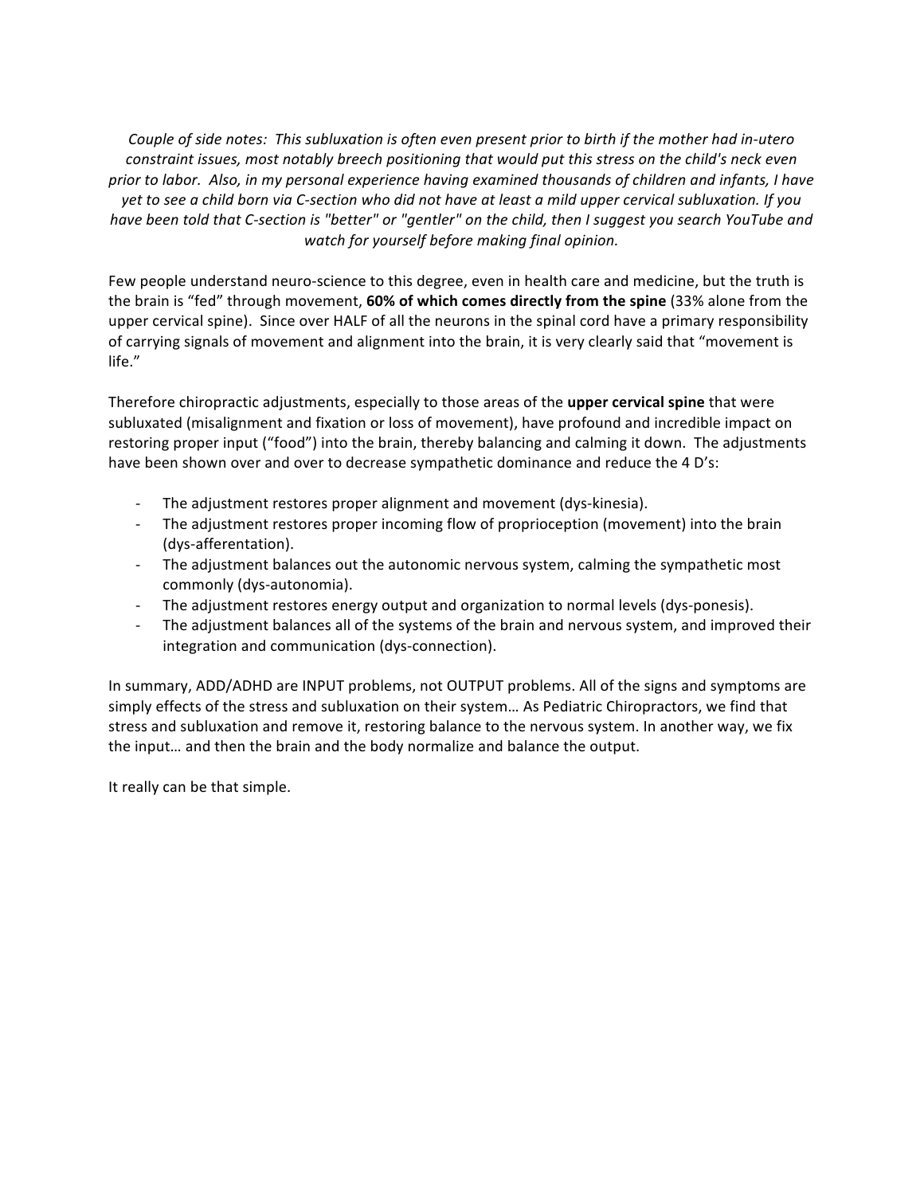*Couple of side notes: This subluxation is often even present prior to birth if the mother had in-utero constraint issues, most notably breech positioning that would put this stress on the child's neck even prior to labor. Also, in my personal experience having examined thousands of children and infants, I have yet to see a child born via C-section who did not have at least a mild upper cervical subluxation. If you have been told that C-section is "better" or "gentler" on the child, then I suggest you search YouTube and watch for yourself before making final opinion.*

Few people understand neuro-science to this degree, even in health care and medicine, but the truth is the brain is "fed" through movement, **60% of which comes directly from the spine** (33% alone from the upper cervical spine). Since over HALF of all the neurons in the spinal cord have a primary responsibility of carrying signals of movement and alignment into the brain, it is very clearly said that "movement is life."

Therefore chiropractic adjustments, especially to those areas of the **upper cervical spine** that were subluxated (misalignment and fixation or loss of movement), have profound and incredible impact on restoring proper input ("food") into the brain, thereby balancing and calming it down. The adjustments have been shown over and over to decrease sympathetic dominance and reduce the 4 D's:

- The adjustment restores proper alignment and movement (dys-kinesia).
- The adjustment restores proper incoming flow of proprioception (movement) into the brain (dys-afferentation).
- The adjustment balances out the autonomic nervous system, calming the sympathetic most commonly (dys-autonomia).
- The adjustment restores energy output and organization to normal levels (dys-ponesis).
- The adjustment balances all of the systems of the brain and nervous system, and improved their integration and communication (dys-connection).

In summary, ADD/ADHD are INPUT problems, not OUTPUT problems. All of the signs and symptoms are simply effects of the stress and subluxation on their system… As Pediatric Chiropractors, we find that stress and subluxation and remove it, restoring balance to the nervous system. In another way, we fix the input… and then the brain and the body normalize and balance the output.

It really can be that simple.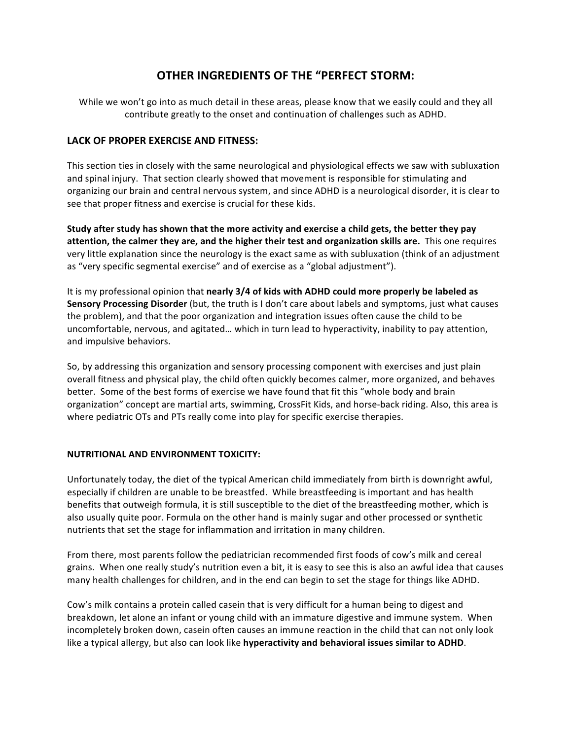## OTHER INGREDIENTS OF THE "PERFECT STORM:

While we won't go into as much detail in these areas, please know that we easily could and they all contribute greatly to the onset and continuation of challenges such as ADHD.

### LACK OF PROPER EXERCISE AND FITNESS:

This section ties in closely with the same neurological and physiological effects we saw with subluxation and spinal injury. That section clearly showed that movement is responsible for stimulating and organizing our brain and central nervous system, and since ADHD is a neurological disorder, it is clear to see that proper fitness and exercise is crucial for these kids.

**Study after study has shown that the more activity and exercise a child gets, the better they pay attention, the calmer they are, and the higher their test and organization skills are.** This one requires very little explanation since the neurology is the exact same as with subluxation (think of an adjustment as "very specific segmental exercise" and of exercise as a "global adjustment").

It is my professional opinion that **nearly 3/4 of kids with ADHD could more properly be labeled as Sensory Processing Disorder** (but, the truth is I don't care about labels and symptoms, just what causes the problem), and that the poor organization and integration issues often cause the child to be uncomfortable, nervous, and agitated… which in turn lead to hyperactivity, inability to pay attention, and impulsive behaviors.

So, by addressing this organization and sensory processing component with exercises and just plain overall fitness and physical play, the child often quickly becomes calmer, more organized, and behaves better. Some of the best forms of exercise we have found that fit this "whole body and brain organization" concept are martial arts, swimming, CrossFit Kids, and horse-back riding. Also, this area is where pediatric OTs and PTs really come into play for specific exercise therapies.

#### NUTRITIONAL AND ENVIRONMENT TOXICITY:

Unfortunately today, the diet of the typical American child immediately from birth is downright awful, especially if children are unable to be breastfed. While breastfeeding is important and has health benefits that outweigh formula, it is still susceptible to the diet of the breastfeeding mother, which is also usually quite poor. Formula on the other hand is mainly sugar and other processed or synthetic nutrients that set the stage for inflammation and irritation in many children.

From there, most parents follow the pediatrician recommended first foods of cow's milk and cereal grains. When one really study's nutrition even a bit, it is easy to see this is also an awful idea that causes many health challenges for children, and in the end can begin to set the stage for things like ADHD.

Cow's milk contains a protein called casein that is very difficult for a human being to digest and breakdown, let alone an infant or young child with an immature digestive and immune system. When incompletely broken down, casein often causes an immune reaction in the child that can not only look like a typical allergy, but also can look like **hyperactivity and behavioral issues similar to ADHD**.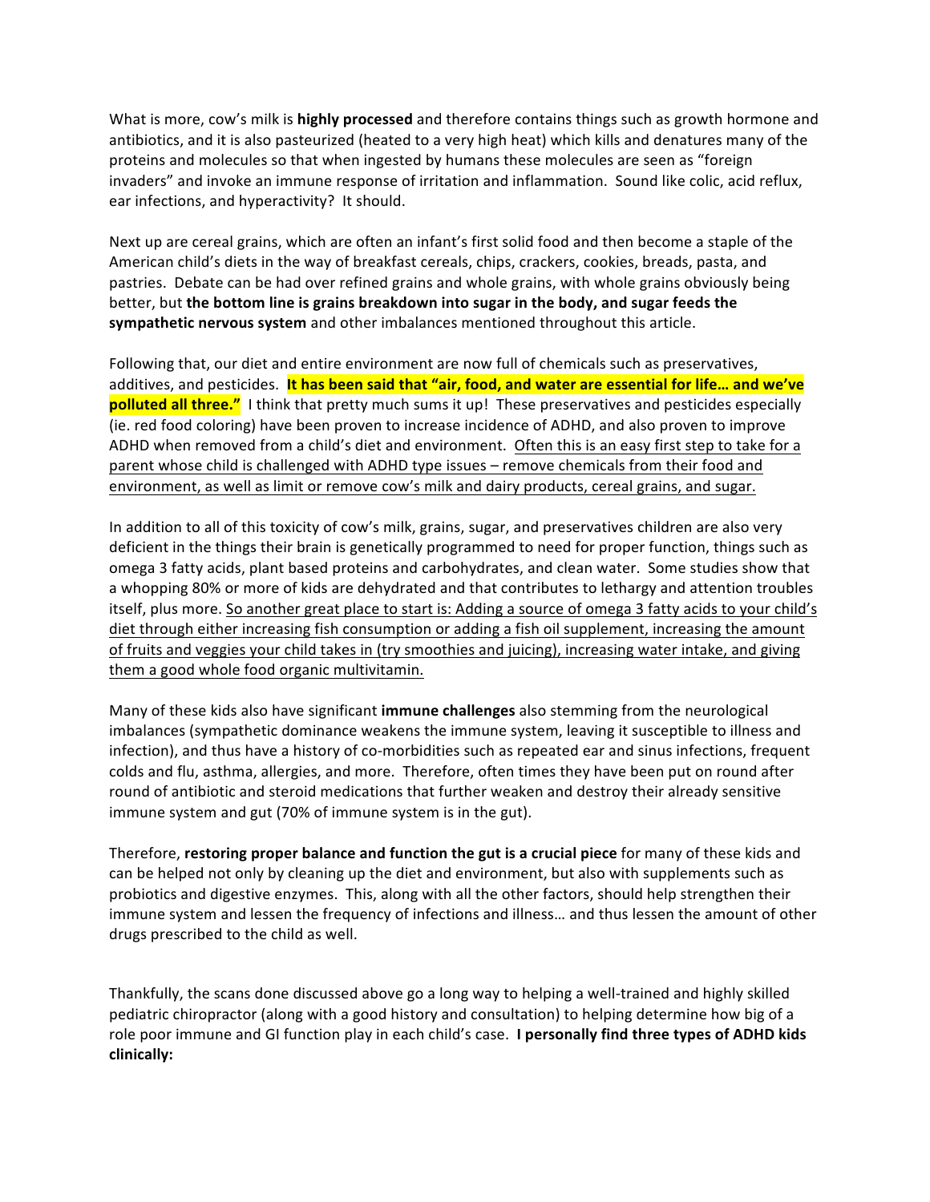What is more, cow's milk is **highly processed** and therefore contains things such as growth hormone and antibiotics, and it is also pasteurized (heated to a very high heat) which kills and denatures many of the proteins and molecules so that when ingested by humans these molecules are seen as "foreign invaders" and invoke an immune response of irritation and inflammation. Sound like colic, acid reflux, ear infections, and hyperactivity? It should.

Next up are cereal grains, which are often an infant's first solid food and then become a staple of the American child's diets in the way of breakfast cereals, chips, crackers, cookies, breads, pasta, and pastries. Debate can be had over refined grains and whole grains, with whole grains obviously being better, but **the bottom line is grains breakdown into sugar in the body, and sugar feeds the sympathetic nervous system** and other imbalances mentioned throughout this article.

Following that, our diet and entire environment are now full of chemicals such as preservatives, additives, and pesticides. **It has been said that "air, food, and water are essential for life… and we've polluted all three."** I think that pretty much sums it up! These preservatives and pesticides especially (ie. red food coloring) have been proven to increase incidence of ADHD, and also proven to improve ADHD when removed from a child's diet and environment. <u>Often this is an easy first step to take for a parent whose child is challenged with ADHD type issues – remove chemicals from their food and environment, as well as limit or remove cow's milk and dairy products, cereal grains, and sugar.</u>

In addition to all of this toxicity of cow's milk, grains, sugar, and preservatives children are also very deficient in the things their brain is genetically programmed to need for proper function, things such as omega 3 fatty acids, plant based proteins and carbohydrates, and clean water. Some studies show that a whopping 80% or more of kids are dehydrated and that contributes to lethargy and attention troubles itself, plus more. <u>So another great place to start is: Adding a source of omega 3 fatty acids to your child's diet through either increasing fish consumption or adding a fish oil supplement, increasing the amount of fruits and veggies your child takes in (try smoothies and juicing), increasing water intake, and giving them a good whole food organic multivitamin.</u>

Many of these kids also have significant **immune challenges** also stemming from the neurological imbalances (sympathetic dominance weakens the immune system, leaving it susceptible to illness and infection), and thus have a history of co-morbidities such as repeated ear and sinus infections, frequent colds and flu, asthma, allergies, and more. Therefore, often times they have been put on round after round of antibiotic and steroid medications that further weaken and destroy their already sensitive immune system and gut (70% of immune system is in the gut).

Therefore, **restoring proper balance and function the gut is a crucial piece** for many of these kids and can be helped not only by cleaning up the diet and environment, but also with supplements such as probiotics and digestive enzymes. This, along with all the other factors, should help strengthen their immune system and lessen the frequency of infections and illness… and thus lessen the amount of other drugs prescribed to the child as well.

Thankfully, the scans done discussed above go a long way to helping a well-trained and highly skilled pediatric chiropractor (along with a good history and consultation) to helping determine how big of a role poor immune and GI function play in each child's case. **I personally find three types of ADHD kids clinically:**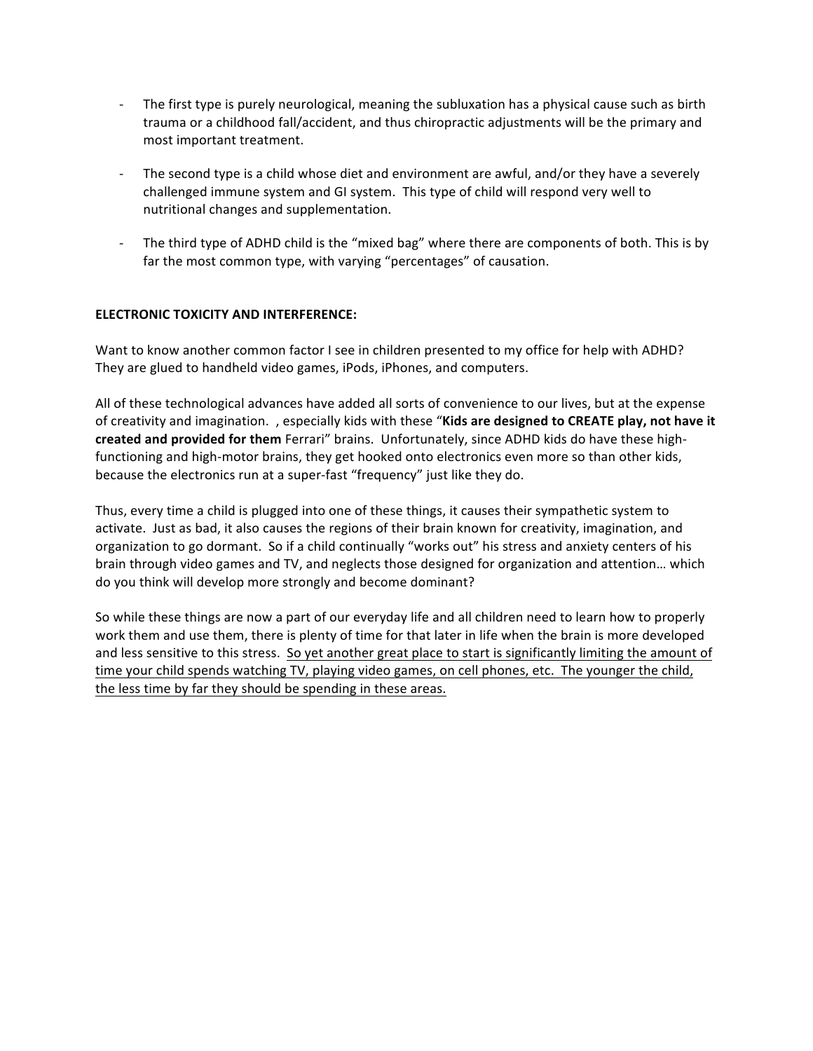- The first type is purely neurological, meaning the subluxation has a physical cause such as birth trauma or a childhood fall/accident, and thus chiropractic adjustments will be the primary and most important treatment.

- The second type is a child whose diet and environment are awful, and/or they have a severely challenged immune system and GI system. This type of child will respond very well to nutritional changes and supplementation.

- The third type of ADHD child is the "mixed bag" where there are components of both. This is by far the most common type, with varying "percentages" of causation.

**ELECTRONIC TOXICITY AND INTERFERENCE:**

Want to know another common factor I see in children presented to my office for help with ADHD? They are glued to handheld video games, iPods, iPhones, and computers.

All of these technological advances have added all sorts of convenience to our lives, but at the expense of creativity and imagination. , especially kids with these "**Kids are designed to CREATE play, not have it created and provided for them** Ferrari" brains. Unfortunately, since ADHD kids do have these high-functioning and high-motor brains, they get hooked onto electronics even more so than other kids, because the electronics run at a super-fast "frequency" just like they do.

Thus, every time a child is plugged into one of these things, it causes their sympathetic system to activate. Just as bad, it also causes the regions of their brain known for creativity, imagination, and organization to go dormant. So if a child continually "works out" his stress and anxiety centers of his brain through video games and TV, and neglects those designed for organization and attention… which do you think will develop more strongly and become dominant?

So while these things are now a part of our everyday life and all children need to learn how to properly work them and use them, there is plenty of time for that later in life when the brain is more developed and less sensitive to this stress. <u>So yet another great place to start is significantly limiting the amount of time your child spends watching TV, playing video games, on cell phones, etc. The younger the child, the less time by far they should be spending in these areas.</u>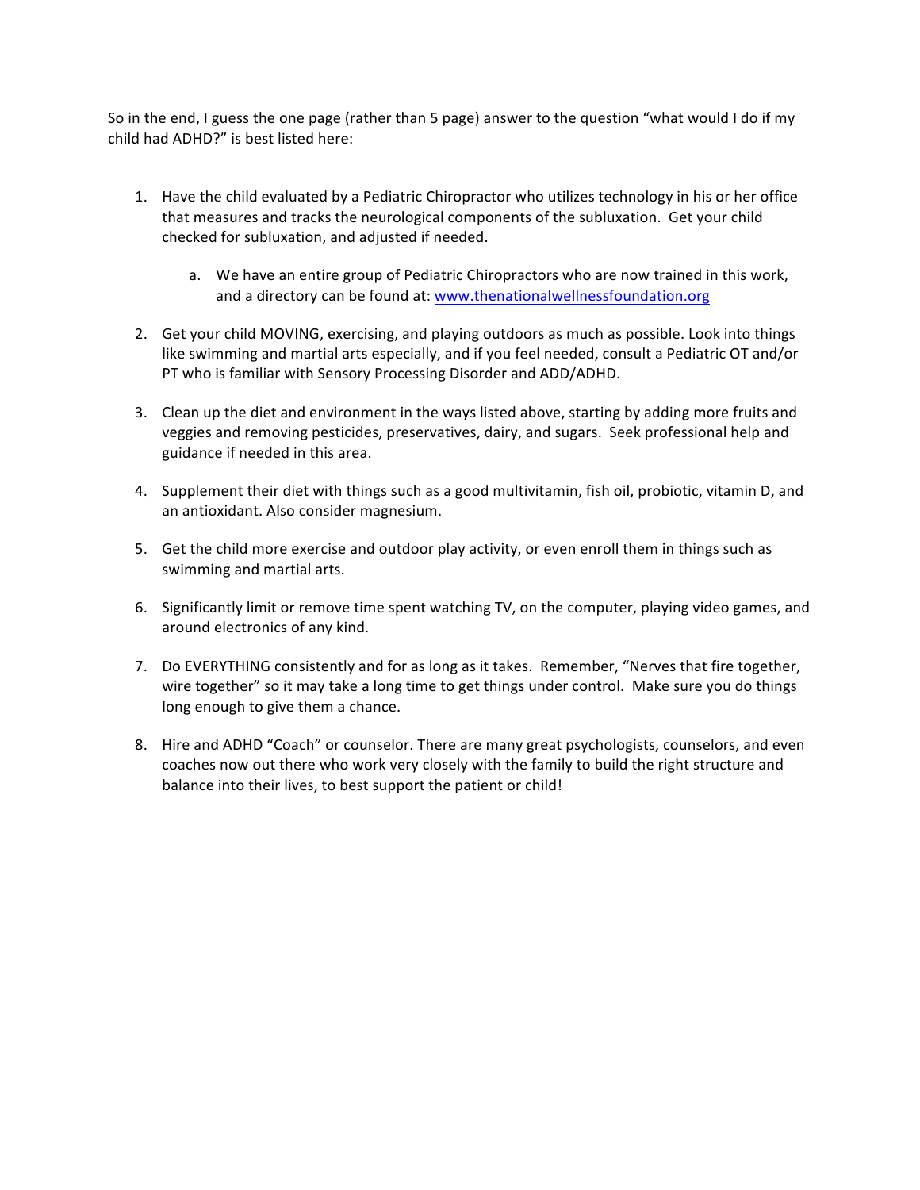So in the end, I guess the one page (rather than 5 page) answer to the question "what would I do if my child had ADHD?" is best listed here:

1. Have the child evaluated by a Pediatric Chiropractor who utilizes technology in his or her office that measures and tracks the neurological components of the subluxation. Get your child checked for subluxation, and adjusted if needed.
    a. We have an entire group of Pediatric Chiropractors who are now trained in this work, and a directory can be found at: [www.thenationalwellnessfoundation.org](http://www.thenationalwellnessfoundation.org)
2. Get your child MOVING, exercising, and playing outdoors as much as possible. Look into things like swimming and martial arts especially, and if you feel needed, consult a Pediatric OT and/or PT who is familiar with Sensory Processing Disorder and ADD/ADHD.
3. Clean up the diet and environment in the ways listed above, starting by adding more fruits and veggies and removing pesticides, preservatives, dairy, and sugars. Seek professional help and guidance if needed in this area.
4. Supplement their diet with things such as a good multivitamin, fish oil, probiotic, vitamin D, and an antioxidant. Also consider magnesium.
5. Get the child more exercise and outdoor play activity, or even enroll them in things such as swimming and martial arts.
6. Significantly limit or remove time spent watching TV, on the computer, playing video games, and around electronics of any kind.
7. Do EVERYTHING consistently and for as long as it takes. Remember, "Nerves that fire together, wire together" so it may take a long time to get things under control. Make sure you do things long enough to give them a chance.
8. Hire and ADHD "Coach" or counselor. There are many great psychologists, counselors, and even coaches now out there who work very closely with the family to build the right structure and balance into their lives, to best support the patient or child!